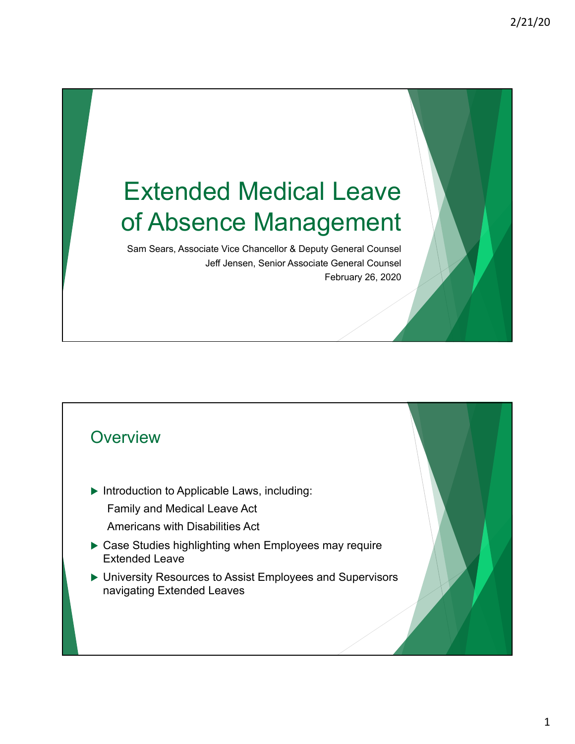# Extended Medical Leave of Absence Management

Sam Sears, Associate Vice Chancellor & Deputy General Counsel

Jeff Jensen, Senior Associate General Counsel

February 26, 2020

## Overview

- Introduction to Applicable Laws, including:
  - Family and Medical Leave Act
  - Americans with Disabilities Act
- Case Studies highlighting when Employees may require Extended Leave
- University Resources to Assist Employees and Supervisors navigating Extended Leaves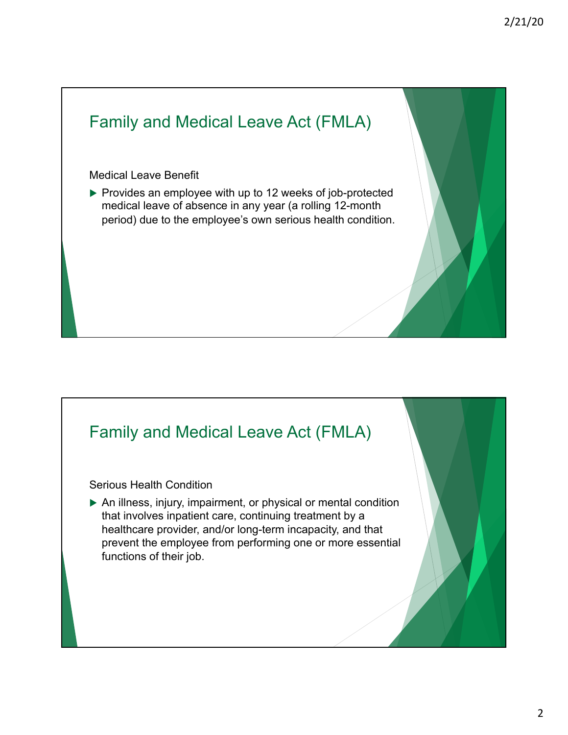## Family and Medical Leave Act (FMLA)

Medical Leave Benefit

- Provides an employee with up to 12 weeks of job-protected medical leave of absence in any year (a rolling 12-month period) due to the employee's own serious health condition.

## Family and Medical Leave Act (FMLA)

Serious Health Condition

- An illness, injury, impairment, or physical or mental condition that involves inpatient care, continuing treatment by a healthcare provider, and/or long-term incapacity, and that prevent the employee from performing one or more essential functions of their job.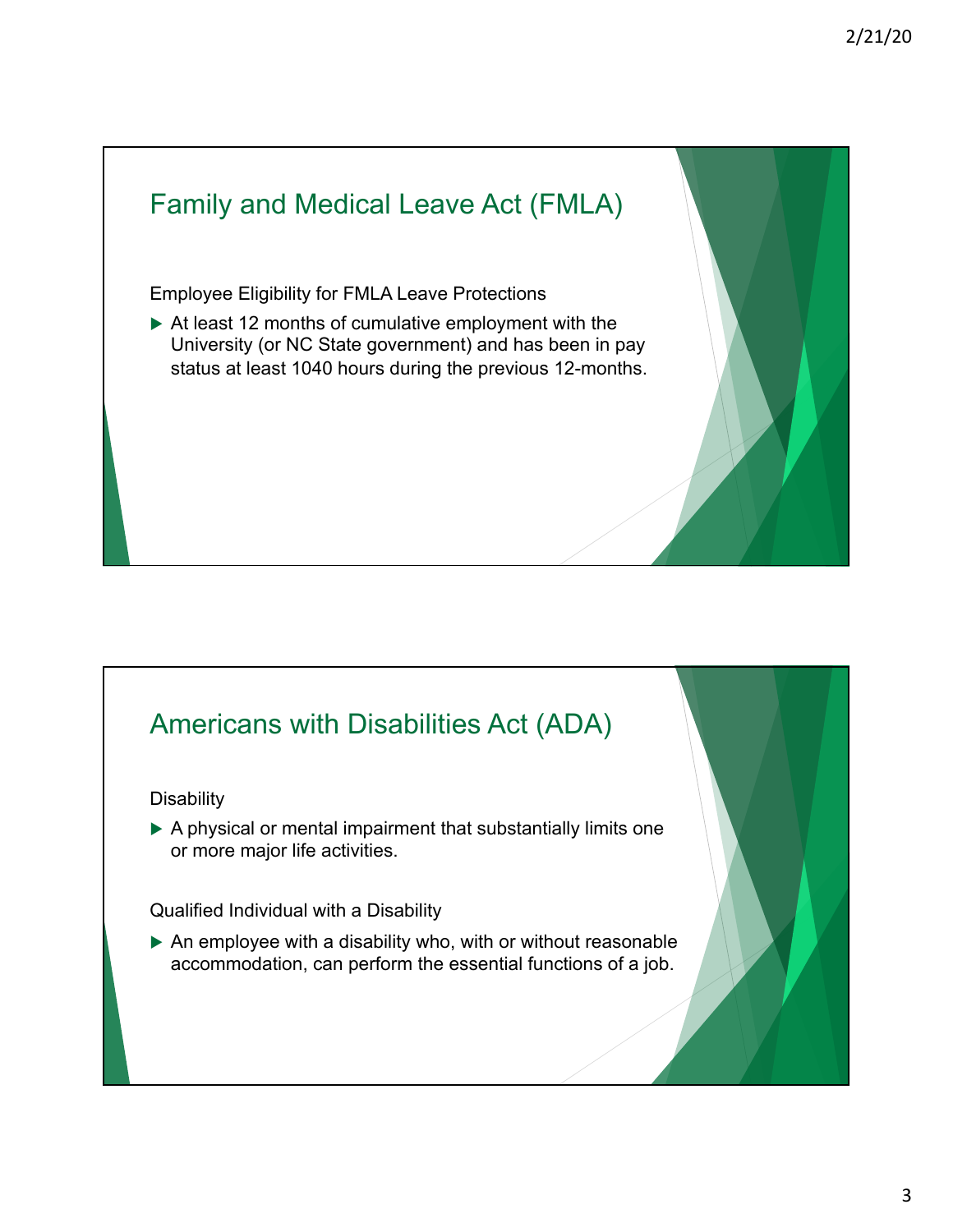## Family and Medical Leave Act (FMLA)

Employee Eligibility for FMLA Leave Protections

- At least 12 months of cumulative employment with the University (or NC State government) and has been in pay status at least 1040 hours during the previous 12-months.

## Americans with Disabilities Act (ADA)

Disability

- A physical or mental impairment that substantially limits one or more major life activities.

Qualified Individual with a Disability

- An employee with a disability who, with or without reasonable accommodation, can perform the essential functions of a job.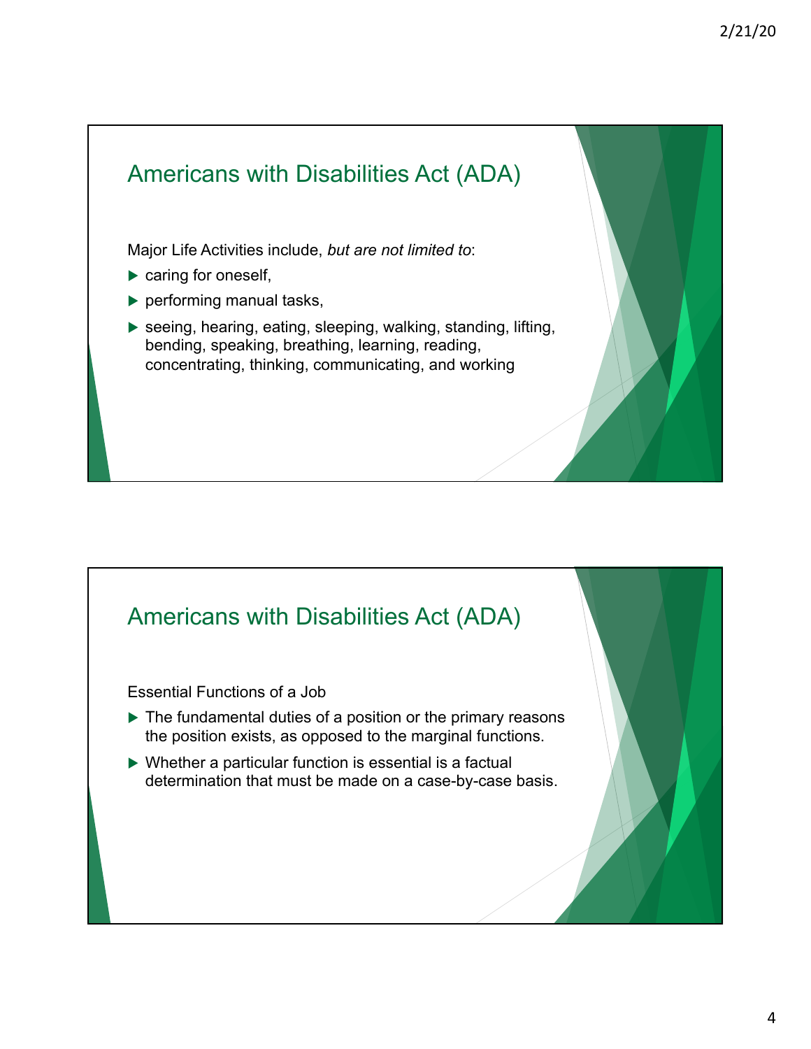## Americans with Disabilities Act (ADA)

Major Life Activities include, *but are not limited to*:

- caring for oneself,
- performing manual tasks,
- seeing, hearing, eating, sleeping, walking, standing, lifting, bending, speaking, breathing, learning, reading, concentrating, thinking, communicating, and working

## Americans with Disabilities Act (ADA)

Essential Functions of a Job

- The fundamental duties of a position or the primary reasons the position exists, as opposed to the marginal functions.
- Whether a particular function is essential is a factual determination that must be made on a case-by-case basis.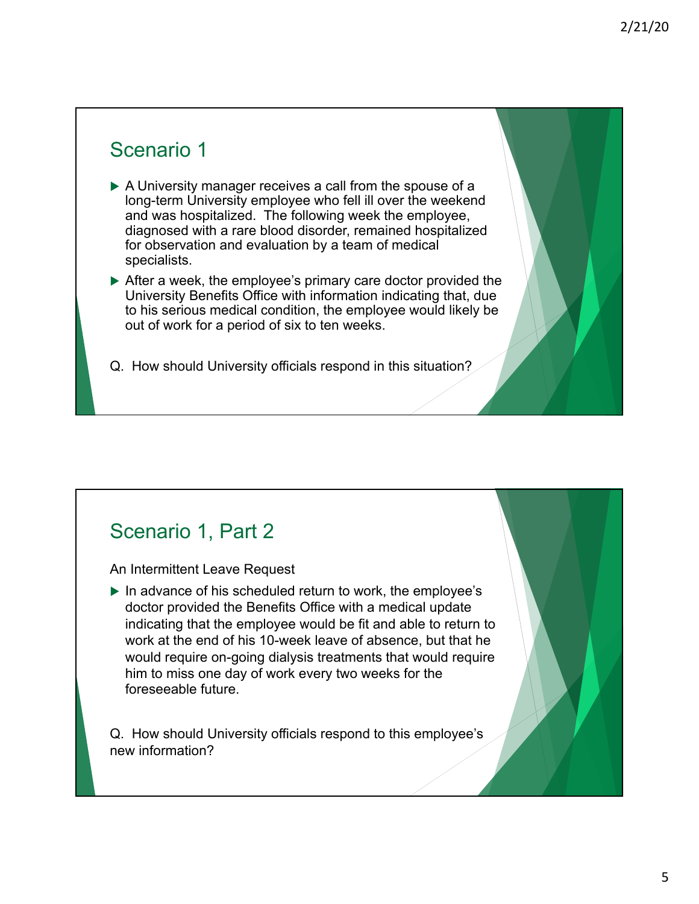## Scenario 1

- A University manager receives a call from the spouse of a long-term University employee who fell ill over the weekend and was hospitalized. The following week the employee, diagnosed with a rare blood disorder, remained hospitalized for observation and evaluation by a team of medical specialists.
- After a week, the employee's primary care doctor provided the University Benefits Office with information indicating that, due to his serious medical condition, the employee would likely be out of work for a period of six to ten weeks.

Q. How should University officials respond in this situation?

## Scenario 1, Part 2

An Intermittent Leave Request

- In advance of his scheduled return to work, the employee's doctor provided the Benefits Office with a medical update indicating that the employee would be fit and able to return to work at the end of his 10-week leave of absence, but that he would require on-going dialysis treatments that would require him to miss one day of work every two weeks for the foreseeable future.

Q. How should University officials respond to this employee's new information?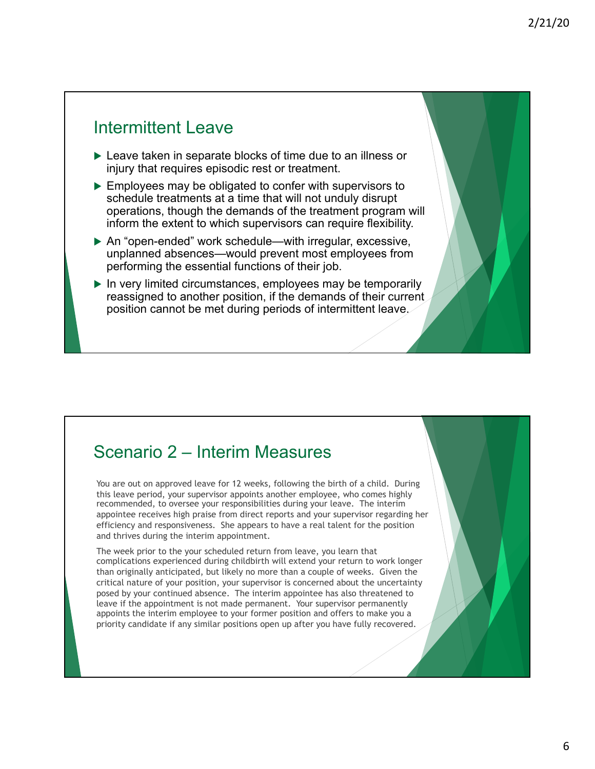## Intermittent Leave

- Leave taken in separate blocks of time due to an illness or injury that requires episodic rest or treatment.
- Employees may be obligated to confer with supervisors to schedule treatments at a time that will not unduly disrupt operations, though the demands of the treatment program will inform the extent to which supervisors can require flexibility.
- An "open-ended" work schedule—with irregular, excessive, unplanned absences—would prevent most employees from performing the essential functions of their job.
- In very limited circumstances, employees may be temporarily reassigned to another position, if the demands of their current position cannot be met during periods of intermittent leave.

## Scenario 2 – Interim Measures

You are out on approved leave for 12 weeks, following the birth of a child. During this leave period, your supervisor appoints another employee, who comes highly recommended, to oversee your responsibilities during your leave. The interim appointee receives high praise from direct reports and your supervisor regarding her efficiency and responsiveness. She appears to have a real talent for the position and thrives during the interim appointment.

The week prior to the your scheduled return from leave, you learn that complications experienced during childbirth will extend your return to work longer than originally anticipated, but likely no more than a couple of weeks. Given the critical nature of your position, your supervisor is concerned about the uncertainty posed by your continued absence. The interim appointee has also threatened to leave if the appointment is not made permanent. Your supervisor permanently appoints the interim employee to your former position and offers to make you a priority candidate if any similar positions open up after you have fully recovered.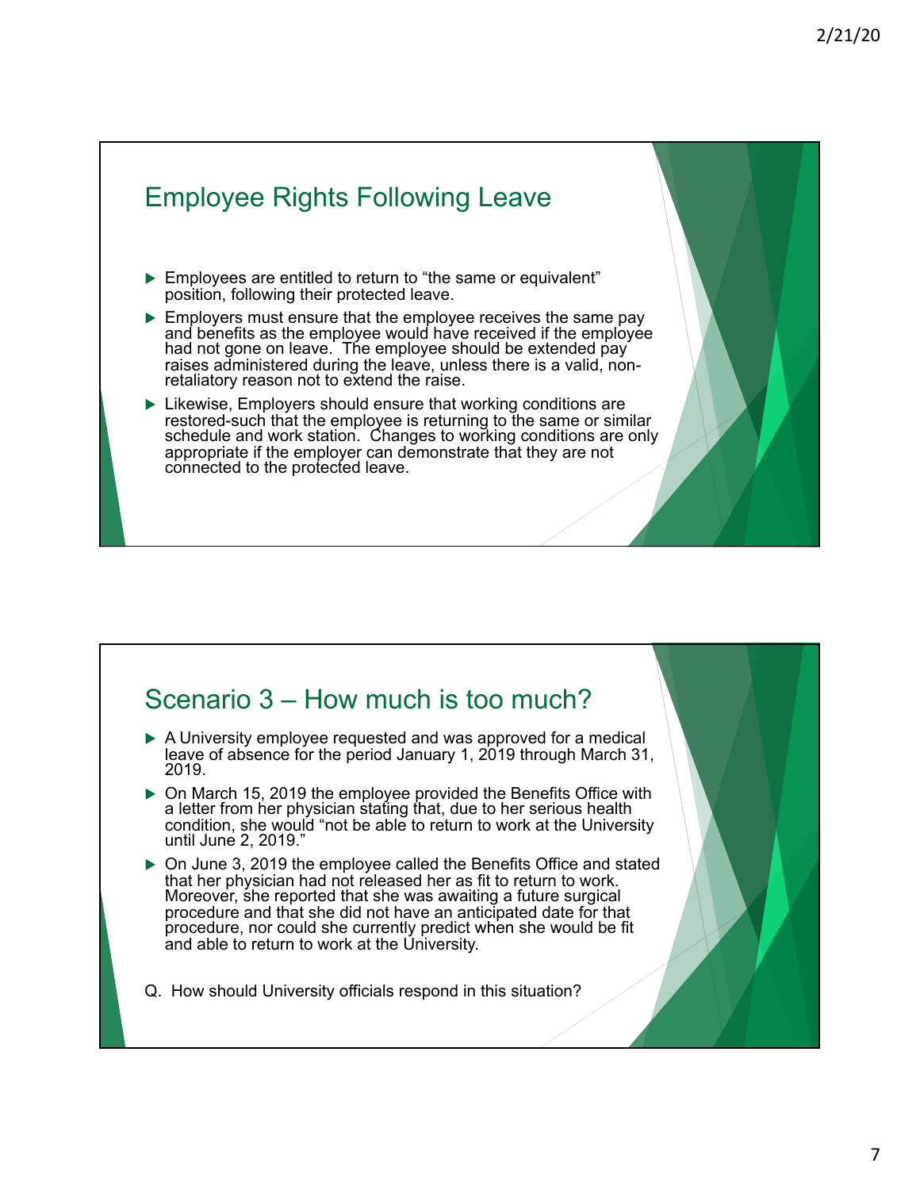## Employee Rights Following Leave

- Employees are entitled to return to "the same or equivalent" position, following their protected leave.
- Employers must ensure that the employee receives the same pay and benefits as the employee would have received if the employee had not gone on leave. The employee should be extended pay raises administered during the leave, unless there is a valid, non-retaliatory reason not to extend the raise.
- Likewise, Employers should ensure that working conditions are restored-such that the employee is returning to the same or similar schedule and work station. Changes to working conditions are only appropriate if the employer can demonstrate that they are not connected to the protected leave.

## Scenario 3 – How much is too much?

- A University employee requested and was approved for a medical leave of absence for the period January 1, 2019 through March 31, 2019.
- On March 15, 2019 the employee provided the Benefits Office with a letter from her physician stating that, due to her serious health condition, she would "not be able to return to work at the University until June 2, 2019."
- On June 3, 2019 the employee called the Benefits Office and stated that her physician had not released her as fit to return to work. Moreover, she reported that she was awaiting a future surgical procedure and that she did not have an anticipated date for that procedure, nor could she currently predict when she would be fit and able to return to work at the University.

Q. How should University officials respond in this situation?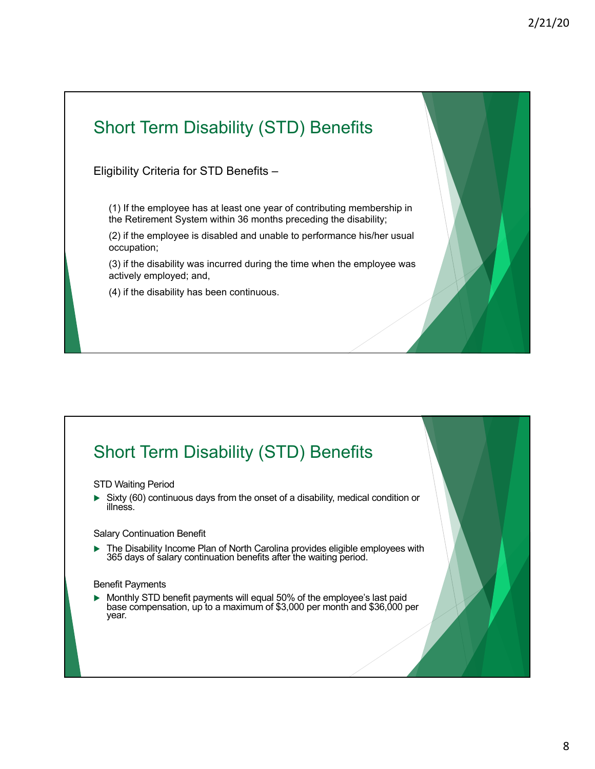## Short Term Disability (STD) Benefits

Eligibility Criteria for STD Benefits –

(1) If the employee has at least one year of contributing membership in the Retirement System within 36 months preceding the disability;

(2) if the employee is disabled and unable to performance his/her usual occupation;

(3) if the disability was incurred during the time when the employee was actively employed; and,

(4) if the disability has been continuous.

## Short Term Disability (STD) Benefits

STD Waiting Period

- Sixty (60) continuous days from the onset of a disability, medical condition or illness.

Salary Continuation Benefit

- The Disability Income Plan of North Carolina provides eligible employees with 365 days of salary continuation benefits after the waiting period.

Benefit Payments

- Monthly STD benefit payments will equal 50% of the employee's last paid base compensation, up to a maximum of $3,000 per month and $36,000 per year.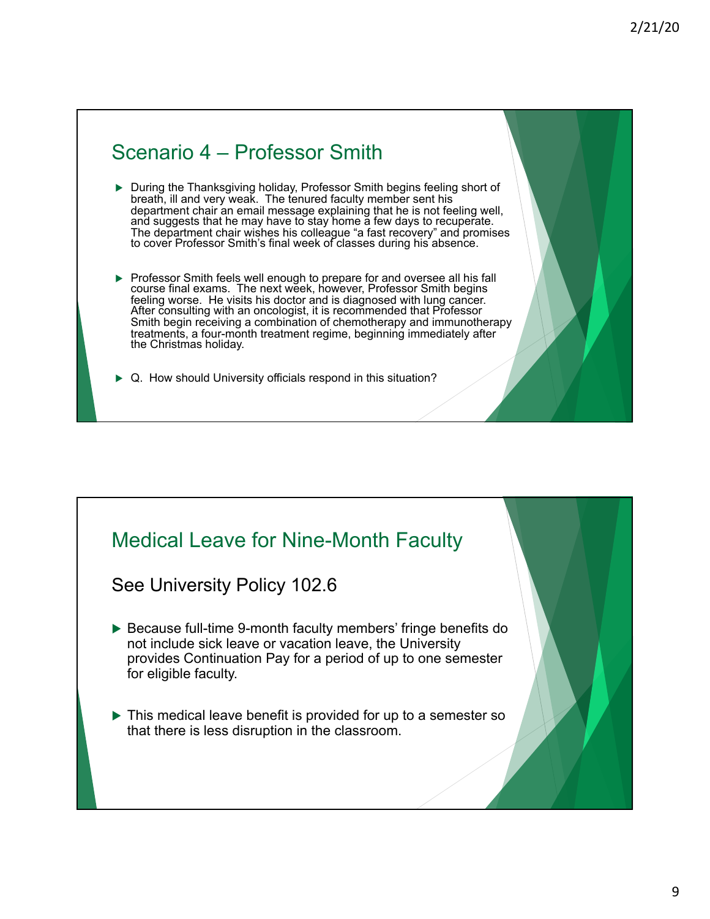## Scenario 4 – Professor Smith

- During the Thanksgiving holiday, Professor Smith begins feeling short of breath, ill and very weak. The tenured faculty member sent his department chair an email message explaining that he is not feeling well, and suggests that he may have to stay home a few days to recuperate. The department chair wishes his colleague “a fast recovery” and promises to cover Professor Smith’s final week of classes during his absence.
- Professor Smith feels well enough to prepare for and oversee all his fall course final exams. The next week, however, Professor Smith begins feeling worse. He visits his doctor and is diagnosed with lung cancer. After consulting with an oncologist, it is recommended that Professor Smith begin receiving a combination of chemotherapy and immunotherapy treatments, a four-month treatment regime, beginning immediately after the Christmas holiday.
- Q. How should University officials respond in this situation?

## Medical Leave for Nine-Month Faculty

### See University Policy 102.6

- Because full-time 9-month faculty members’ fringe benefits do not include sick leave or vacation leave, the University provides Continuation Pay for a period of up to one semester for eligible faculty.
- This medical leave benefit is provided for up to a semester so that there is less disruption in the classroom.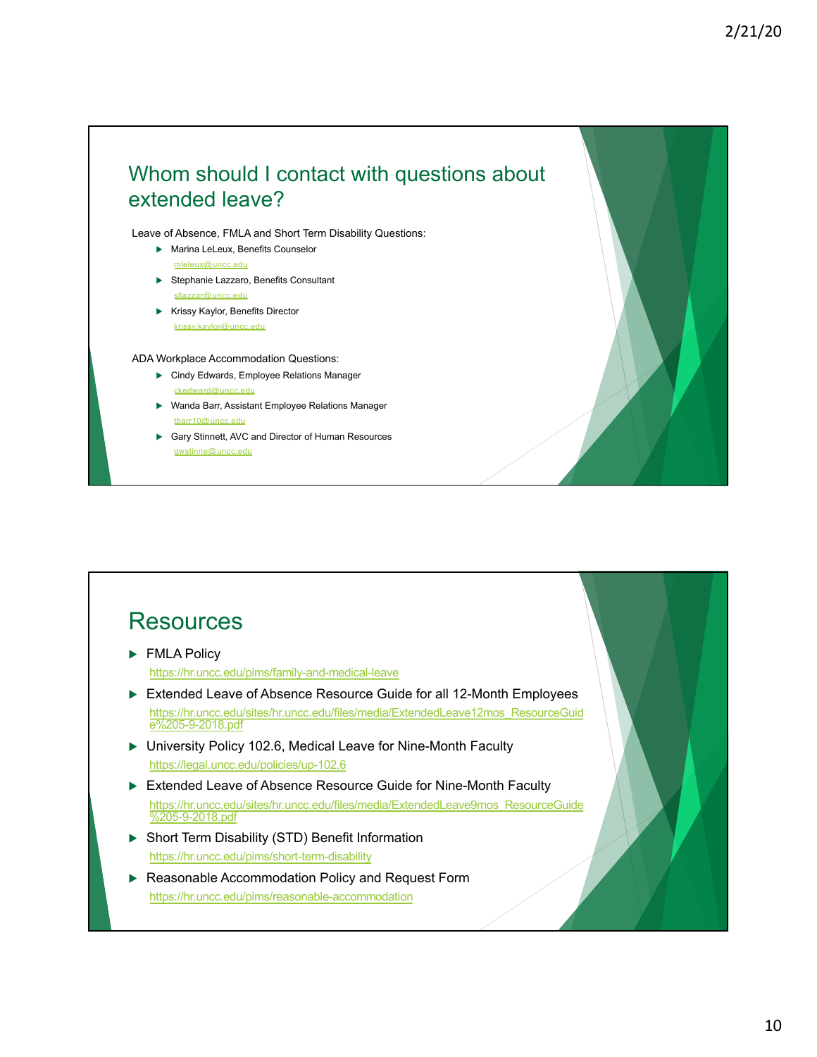## Whom should I contact with questions about extended leave?

Leave of Absence, FMLA and Short Term Disability Questions:

- Marina LeLeux, Benefits Counselor
  mleleux@uncc.edu
- Stephanie Lazzaro, Benefits Consultant
  sllazzar@uncc.edu
- Krissy Kaylor, Benefits Director
  krissy.kaylor@uncc.edu

ADA Workplace Accommodation Questions:

- Cindy Edwards, Employee Relations Manager
  ckedward@uncc.edu
- Wanda Barr, Assistant Employee Relations Manager
  tbarr10@uncc.edu
- Gary Stinnett, AVC and Director of Human Resources
  gwstinne@uncc.edu

## Resources

- FMLA Policy
  https://hr.uncc.edu/pims/family-and-medical-leave
- Extended Leave of Absence Resource Guide for all 12-Month Employees
  https://hr.uncc.edu/sites/hr.uncc.edu/files/media/ExtendedLeave12mos_ResourceGuide%205-9-2018.pdf
- University Policy 102.6, Medical Leave for Nine-Month Faculty
  https://legal.uncc.edu/policies/up-102.6
- Extended Leave of Absence Resource Guide for Nine-Month Faculty
  https://hr.uncc.edu/sites/hr.uncc.edu/files/media/ExtendedLeave9mos_ResourceGuide%205-9-2018.pdf
- Short Term Disability (STD) Benefit Information
  https://hr.uncc.edu/pims/short-term-disability
- Reasonable Accommodation Policy and Request Form
  https://hr.uncc.edu/pims/reasonable-accommodation